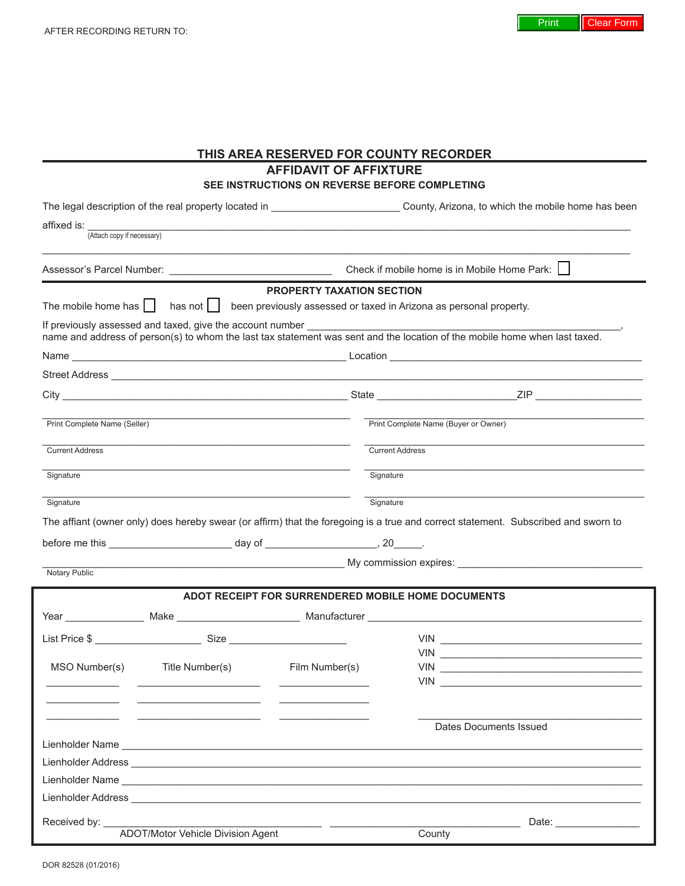AFTER RECORDING RETURN TO:

**THIS AREA RESERVED FOR COUNTY RECORDER**

# AFFIDAVIT OF AFFIXTURE

**SEE INSTRUCTIONS ON REVERSE BEFORE COMPLETING**

The legal description of the real property located in ______________________ County, Arizona, to which the mobile home has been affixed is: ________________________________________________________________________________
(Attach copy if necessary)

________________________________________________________________________________

Assessor's Parcel Number: ____________________________ Check if mobile home is in Mobile Home Park: ☐

## PROPERTY TAXATION SECTION

The mobile home has ☐ has not ☐ been previously assessed or taxed in Arizona as personal property.

If previously assessed and taxed, give the account number ________________________________________________________, name and address of person(s) to whom the last tax statement was sent and the location of the mobile home when last taxed.

Name ________________________________________________ Location ____________________________________________

Street Address ________________________________________________________________________________________

City __________________________________________________ State ________________________ZIP __________________

| | |
|---|---|
| Print Complete Name (Seller) | Print Complete Name (Buyer or Owner) |
| Current Address | Current Address |
| Signature | Signature |
| Signature | Signature |

The affiant (owner only) does hereby swear (or affirm) that the foregoing is a true and correct statement. Subscribed and sworn to before me this _____________________ day of ____________________, 20_____.

__________________________________________________ My commission expires: _________________________________
Notary Public

## ADOT RECEIPT FOR SURRENDERED MOBILE HOME DOCUMENTS

Year ______________ Make _____________________ Manufacturer ____________________________________________

List Price $ ___________________ Size _____________________

VIN ____________________________________
VIN ____________________________________
VIN ____________________________________
VIN ____________________________________

| MSO Number(s) | Title Number(s) | Film Number(s) |
|---|---|---|
| | | |
| | | |
| | | |

______________________________________
Dates Documents Issued

Lienholder Name ________________________________________________________________________________

Lienholder Address ______________________________________________________________________________

Lienholder Name ________________________________________________________________________________

Lienholder Address ______________________________________________________________________________

Received by: ____________________________________ ________________________________ Date: _______________
ADOT/Motor Vehicle Division Agent County

DOR 82528 (01/2016)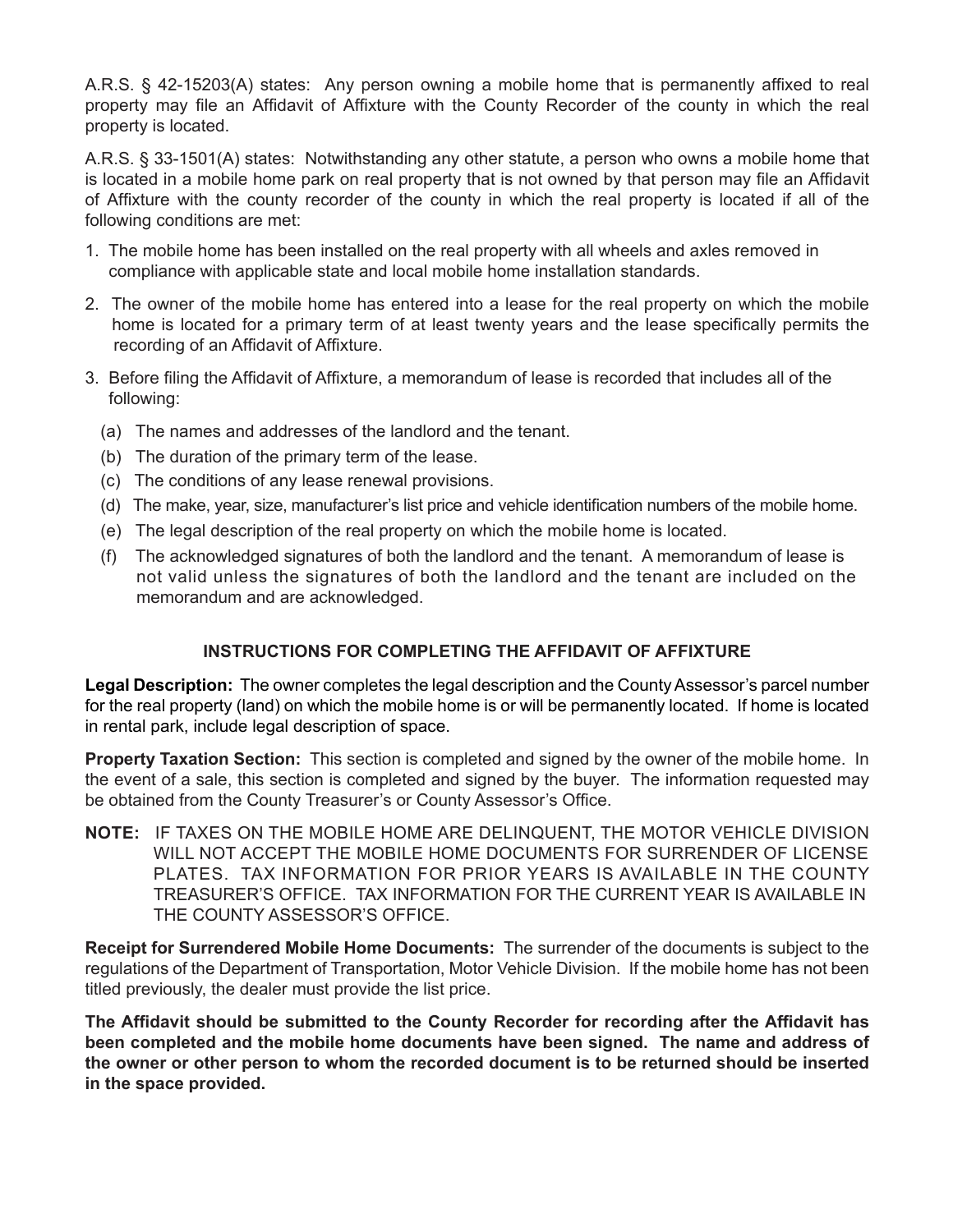A.R.S. § 42-15203(A) states: Any person owning a mobile home that is permanently affixed to real property may file an Affidavit of Affixture with the County Recorder of the county in which the real property is located.

A.R.S. § 33-1501(A) states: Notwithstanding any other statute, a person who owns a mobile home that is located in a mobile home park on real property that is not owned by that person may file an Affidavit of Affixture with the county recorder of the county in which the real property is located if all of the following conditions are met:

1. The mobile home has been installed on the real property with all wheels and axles removed in compliance with applicable state and local mobile home installation standards.
2. The owner of the mobile home has entered into a lease for the real property on which the mobile home is located for a primary term of at least twenty years and the lease specifically permits the recording of an Affidavit of Affixture.
3. Before filing the Affidavit of Affixture, a memorandum of lease is recorded that includes all of the following:
   - (a) The names and addresses of the landlord and the tenant.
   - (b) The duration of the primary term of the lease.
   - (c) The conditions of any lease renewal provisions.
   - (d) The make, year, size, manufacturer's list price and vehicle identification numbers of the mobile home.
   - (e) The legal description of the real property on which the mobile home is located.
   - (f) The acknowledged signatures of both the landlord and the tenant. A memorandum of lease is not valid unless the signatures of both the landlord and the tenant are included on the memorandum and are acknowledged.

## INSTRUCTIONS FOR COMPLETING THE AFFIDAVIT OF AFFIXTURE

**Legal Description:** The owner completes the legal description and the County Assessor's parcel number for the real property (land) on which the mobile home is or will be permanently located. If home is located in rental park, include legal description of space.

**Property Taxation Section:** This section is completed and signed by the owner of the mobile home. In the event of a sale, this section is completed and signed by the buyer. The information requested may be obtained from the County Treasurer's or County Assessor's Office.

**NOTE:** IF TAXES ON THE MOBILE HOME ARE DELINQUENT, THE MOTOR VEHICLE DIVISION WILL NOT ACCEPT THE MOBILE HOME DOCUMENTS FOR SURRENDER OF LICENSE PLATES. TAX INFORMATION FOR PRIOR YEARS IS AVAILABLE IN THE COUNTY TREASURER'S OFFICE. TAX INFORMATION FOR THE CURRENT YEAR IS AVAILABLE IN THE COUNTY ASSESSOR'S OFFICE.

**Receipt for Surrendered Mobile Home Documents:** The surrender of the documents is subject to the regulations of the Department of Transportation, Motor Vehicle Division. If the mobile home has not been titled previously, the dealer must provide the list price.

**The Affidavit should be submitted to the County Recorder for recording after the Affidavit has been completed and the mobile home documents have been signed. The name and address of the owner or other person to whom the recorded document is to be returned should be inserted in the space provided.**